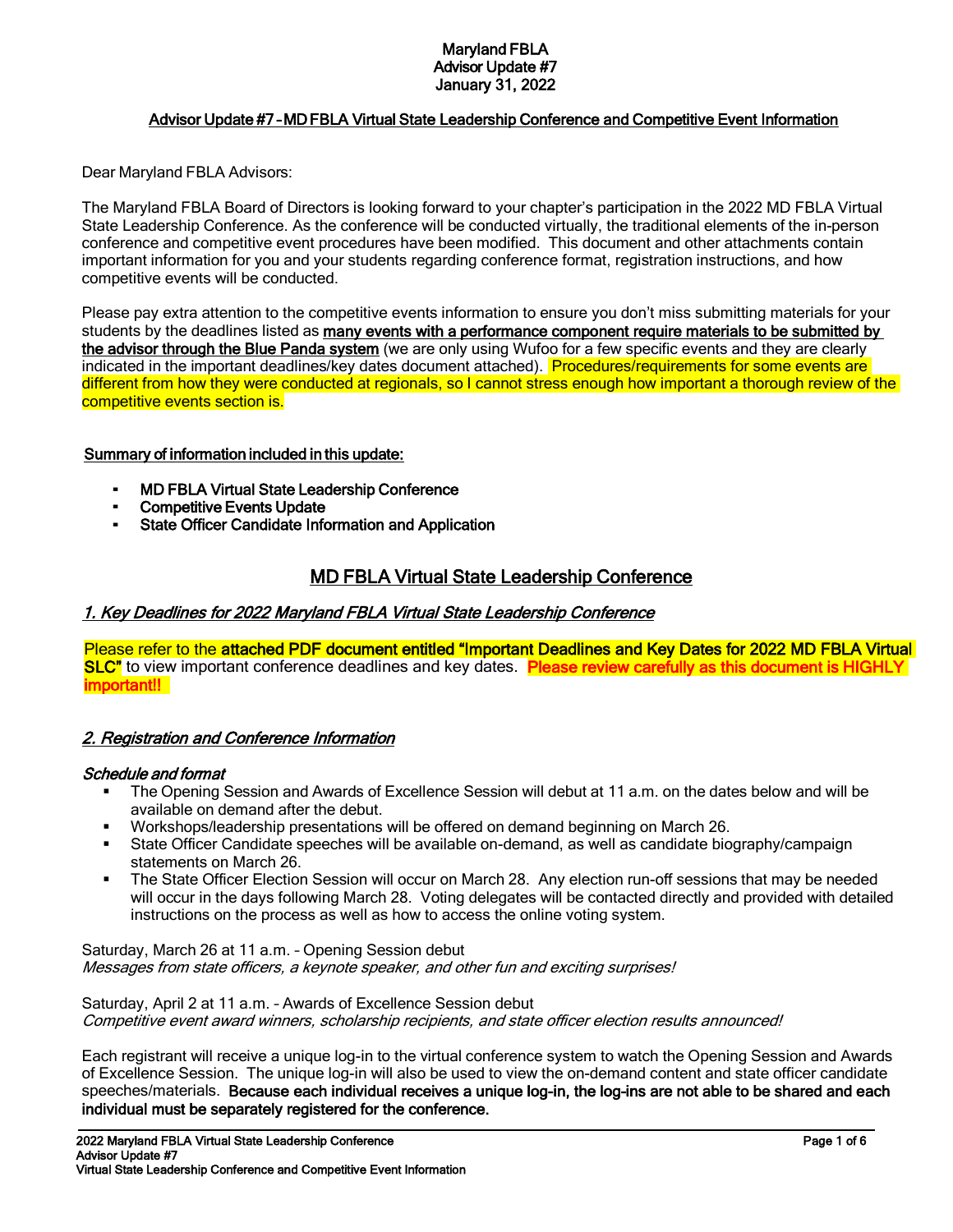**Maryland FBLA**
**Advisor Update #7**
**January 31, 2022**

**Advisor Update #7 – MD FBLA Virtual State Leadership Conference and Competitive Event Information**

Dear Maryland FBLA Advisors:

The Maryland FBLA Board of Directors is looking forward to your chapter's participation in the 2022 MD FBLA Virtual State Leadership Conference. As the conference will be conducted virtually, the traditional elements of the in-person conference and competitive event procedures have been modified. This document and other attachments contain important information for you and your students regarding conference format, registration instructions, and how competitive events will be conducted.

Please pay extra attention to the competitive events information to ensure you don't miss submitting materials for your students by the deadlines listed as **many events with a performance component require materials to be submitted by the advisor through the Blue Panda system** (we are only using Wufoo for a few specific events and they are clearly indicated in the important deadlines/key dates document attached). Procedures/requirements for some events are different from how they were conducted at regionals, so I cannot stress enough how important a thorough review of the competitive events section is.

**Summary of information included in this update:**

- **MD FBLA Virtual State Leadership Conference**
- **Competitive Events Update**
- **State Officer Candidate Information and Application**

## MD FBLA Virtual State Leadership Conference

### *1. Key Deadlines for 2022 Maryland FBLA Virtual State Leadership Conference*

Please refer to the **attached PDF document entitled "Important Deadlines and Key Dates for 2022 MD FBLA Virtual SLC"** to view important conference deadlines and key dates. **Please review carefully as this document is HIGHLY important!!**

### *2. Registration and Conference Information*

***Schedule and format***

- The Opening Session and Awards of Excellence Session will debut at 11 a.m. on the dates below and will be available on demand after the debut.
- Workshops/leadership presentations will be offered on demand beginning on March 26.
- State Officer Candidate speeches will be available on-demand, as well as candidate biography/campaign statements on March 26.
- The State Officer Election Session will occur on March 28. Any election run-off sessions that may be needed will occur in the days following March 28. Voting delegates will be contacted directly and provided with detailed instructions on the process as well as how to access the online voting system.

Saturday, March 26 at 11 a.m. – Opening Session debut
*Messages from state officers, a keynote speaker, and other fun and exciting surprises!*

Saturday, April 2 at 11 a.m. – Awards of Excellence Session debut
*Competitive event award winners, scholarship recipients, and state officer election results announced!*

Each registrant will receive a unique log-in to the virtual conference system to watch the Opening Session and Awards of Excellence Session. The unique log-in will also be used to view the on-demand content and state officer candidate speeches/materials. **Because each individual receives a unique log-in, the log-ins are not able to be shared and each individual must be separately registered for the conference.**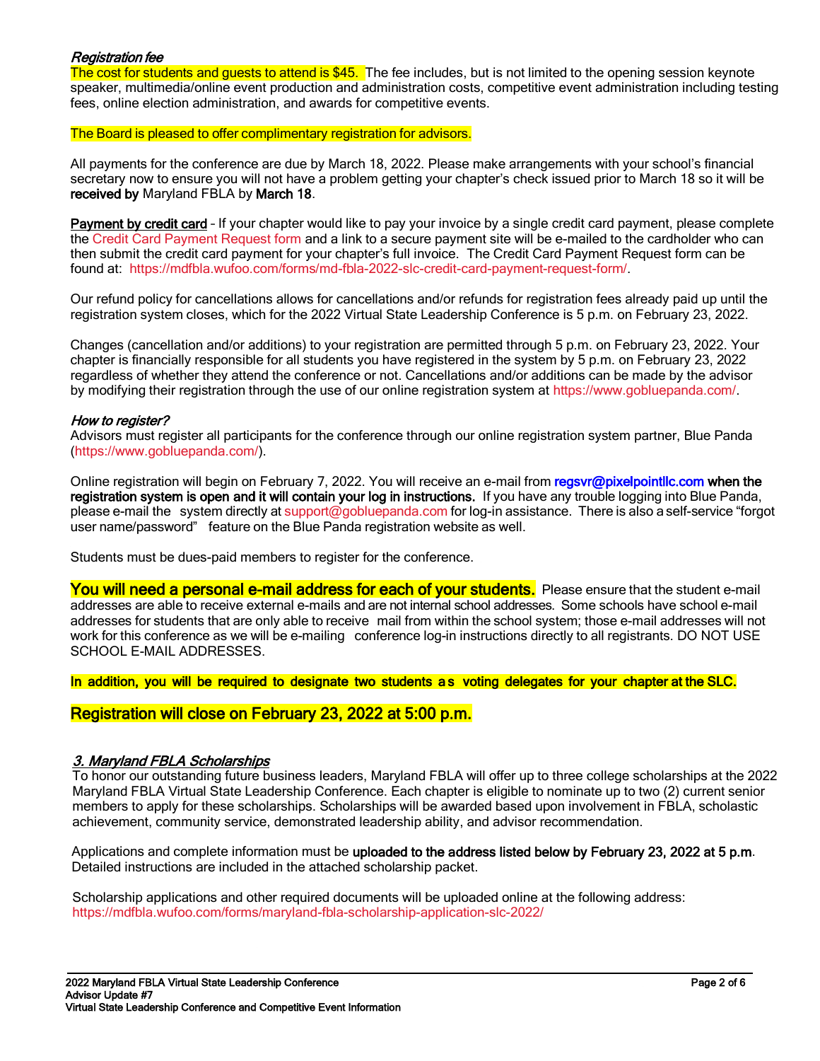### *Registration fee*

The cost for students and guests to attend is $45. The fee includes, but is not limited to the opening session keynote speaker, multimedia/online event production and administration costs, competitive event administration including testing fees, online election administration, and awards for competitive events.

The Board is pleased to offer complimentary registration for advisors.

All payments for the conference are due by March 18, 2022. Please make arrangements with your school's financial secretary now to ensure you will not have a problem getting your chapter's check issued prior to March 18 so it will be **received by** Maryland FBLA by **March 18**.

**Payment by credit card** – If your chapter would like to pay your invoice by a single credit card payment, please complete the Credit Card Payment Request form and a link to a secure payment site will be e-mailed to the cardholder who can then submit the credit card payment for your chapter's full invoice. The Credit Card Payment Request form can be found at: https://mdfbla.wufoo.com/forms/md-fbla-2022-slc-credit-card-payment-request-form/.

Our refund policy for cancellations allows for cancellations and/or refunds for registration fees already paid up until the registration system closes, which for the 2022 Virtual State Leadership Conference is 5 p.m. on February 23, 2022.

Changes (cancellation and/or additions) to your registration are permitted through 5 p.m. on February 23, 2022. Your chapter is financially responsible for all students you have registered in the system by 5 p.m. on February 23, 2022 regardless of whether they attend the conference or not. Cancellations and/or additions can be made by the advisor by modifying their registration through the use of our online registration system at https://www.gobluepanda.com/.

### *How to register?*

Advisors must register all participants for the conference through our online registration system partner, Blue Panda (https://www.gobluepanda.com/).

Online registration will begin on February 7, 2022. You will receive an e-mail from **regsvr@pixelpointllc.com when the registration system is open and it will contain your log in instructions.** If you have any trouble logging into Blue Panda, please e-mail the system directly at support@gobluepanda.com for log-in assistance. There is also a self-service "forgot user name/password" feature on the Blue Panda registration website as well.

Students must be dues-paid members to register for the conference.

**You will need a personal e-mail address for each of your students.** Please ensure that the student e-mail addresses are able to receive external e-mails and are not internal school addresses. Some schools have school e-mail addresses for students that are only able to receive mail from within the school system; those e-mail addresses will not work for this conference as we will be e-mailing conference log-in instructions directly to all registrants. DO NOT USE SCHOOL E-MAIL ADDRESSES.

**In addition, you will be required to designate two students as voting delegates for your chapter at the SLC.**

**Registration will close on February 23, 2022 at 5:00 p.m.**

## *3. Maryland FBLA Scholarships*

To honor our outstanding future business leaders, Maryland FBLA will offer up to three college scholarships at the 2022 Maryland FBLA Virtual State Leadership Conference. Each chapter is eligible to nominate up to two (2) current senior members to apply for these scholarships. Scholarships will be awarded based upon involvement in FBLA, scholastic achievement, community service, demonstrated leadership ability, and advisor recommendation.

Applications and complete information must be **uploaded to the address listed below by February 23, 2022 at 5 p.m**. Detailed instructions are included in the attached scholarship packet.

Scholarship applications and other required documents will be uploaded online at the following address: https://mdfbla.wufoo.com/forms/maryland-fbla-scholarship-application-slc-2022/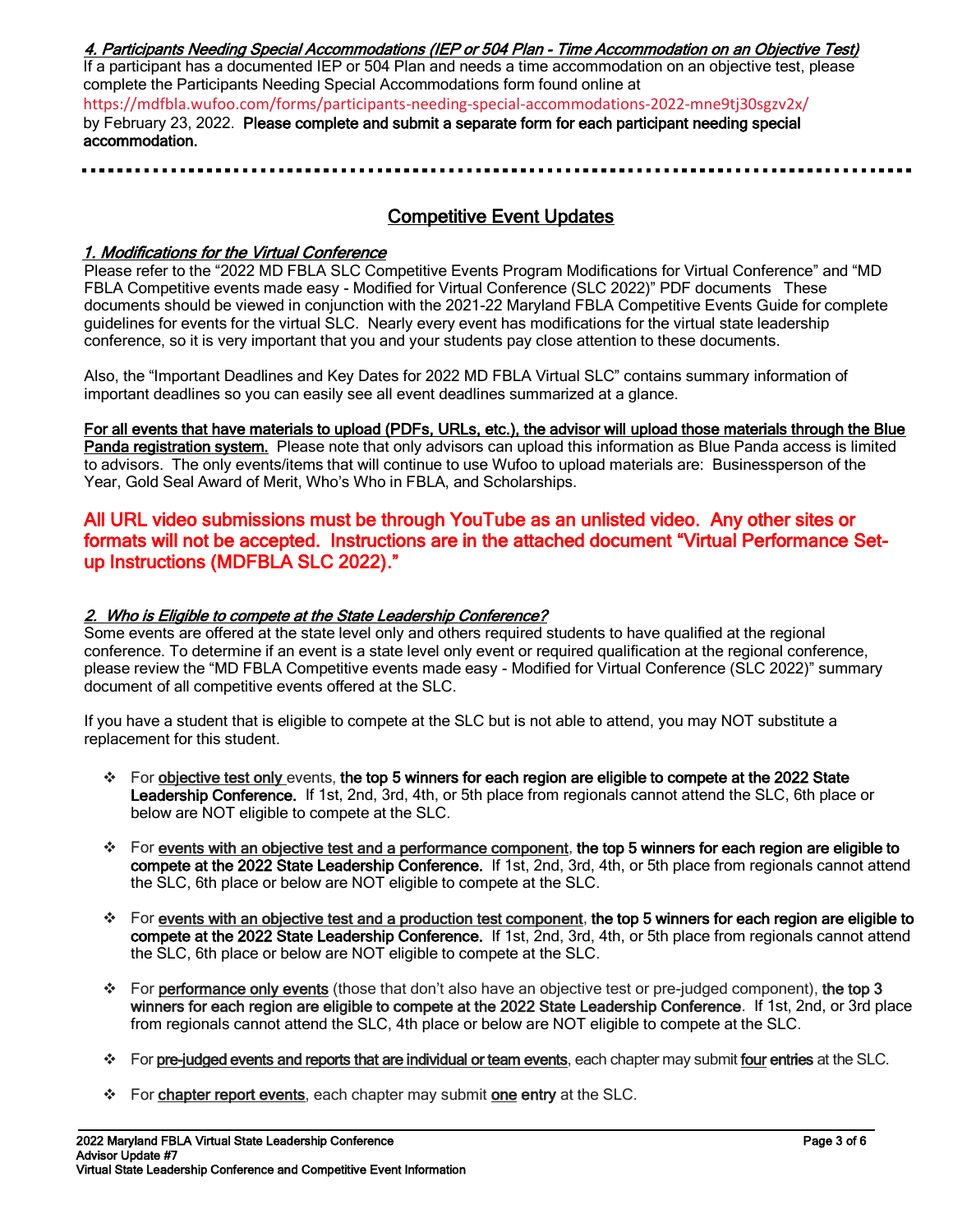***4. Participants Needing Special Accommodations (IEP or 504 Plan - Time Accommodation on an Objective Test)***

If a participant has a documented IEP or 504 Plan and needs a time accommodation on an objective test, please complete the Participants Needing Special Accommodations form found online at https://mdfbla.wufoo.com/forms/participants-needing-special-accommodations-2022-mne9tj30sgzv2x/ by February 23, 2022. **Please complete and submit a separate form for each participant needing special accommodation.**

---

## Competitive Event Updates

***1. Modifications for the Virtual Conference***

Please refer to the "2022 MD FBLA SLC Competitive Events Program Modifications for Virtual Conference" and "MD FBLA Competitive events made easy - Modified for Virtual Conference (SLC 2022)" PDF documents These documents should be viewed in conjunction with the 2021-22 Maryland FBLA Competitive Events Guide for complete guidelines for events for the virtual SLC. Nearly every event has modifications for the virtual state leadership conference, so it is very important that you and your students pay close attention to these documents.

Also, the "Important Deadlines and Key Dates for 2022 MD FBLA Virtual SLC" contains summary information of important deadlines so you can easily see all event deadlines summarized at a glance.

**For all events that have materials to upload (PDFs, URLs, etc.), the advisor will upload those materials through the Blue Panda registration system.** Please note that only advisors can upload this information as Blue Panda access is limited to advisors. The only events/items that will continue to use Wufoo to upload materials are: Businessperson of the Year, Gold Seal Award of Merit, Who's Who in FBLA, and Scholarships.

**All URL video submissions must be through YouTube as an unlisted video. Any other sites or formats will not be accepted. Instructions are in the attached document "Virtual Performance Set-up Instructions (MDFBLA SLC 2022)."**

***2. Who is Eligible to compete at the State Leadership Conference?***

Some events are offered at the state level only and others required students to have qualified at the regional conference. To determine if an event is a state level only event or required qualification at the regional conference, please review the "MD FBLA Competitive events made easy - Modified for Virtual Conference (SLC 2022)" summary document of all competitive events offered at the SLC.

If you have a student that is eligible to compete at the SLC but is not able to attend, you may NOT substitute a replacement for this student.

- For objective test only events, **the top 5 winners for each region are eligible to compete at the 2022 State Leadership Conference.** If 1st, 2nd, 3rd, 4th, or 5th place from regionals cannot attend the SLC, 6th place or below are NOT eligible to compete at the SLC.
- For events with an objective test and a performance component, **the top 5 winners for each region are eligible to compete at the 2022 State Leadership Conference.** If 1st, 2nd, 3rd, 4th, or 5th place from regionals cannot attend the SLC, 6th place or below are NOT eligible to compete at the SLC.
- For events with an objective test and a production test component, **the top 5 winners for each region are eligible to compete at the 2022 State Leadership Conference.** If 1st, 2nd, 3rd, 4th, or 5th place from regionals cannot attend the SLC, 6th place or below are NOT eligible to compete at the SLC.
- For performance only events (those that don't also have an objective test or pre-judged component), **the top 3 winners for each region are eligible to compete at the 2022 State Leadership Conference**. If 1st, 2nd, or 3rd place from regionals cannot attend the SLC, 4th place or below are NOT eligible to compete at the SLC.
- For pre-judged events and reports that are individual or team events, each chapter may submit **four entries** at the SLC.
- For chapter report events, each chapter may submit **one entry** at the SLC.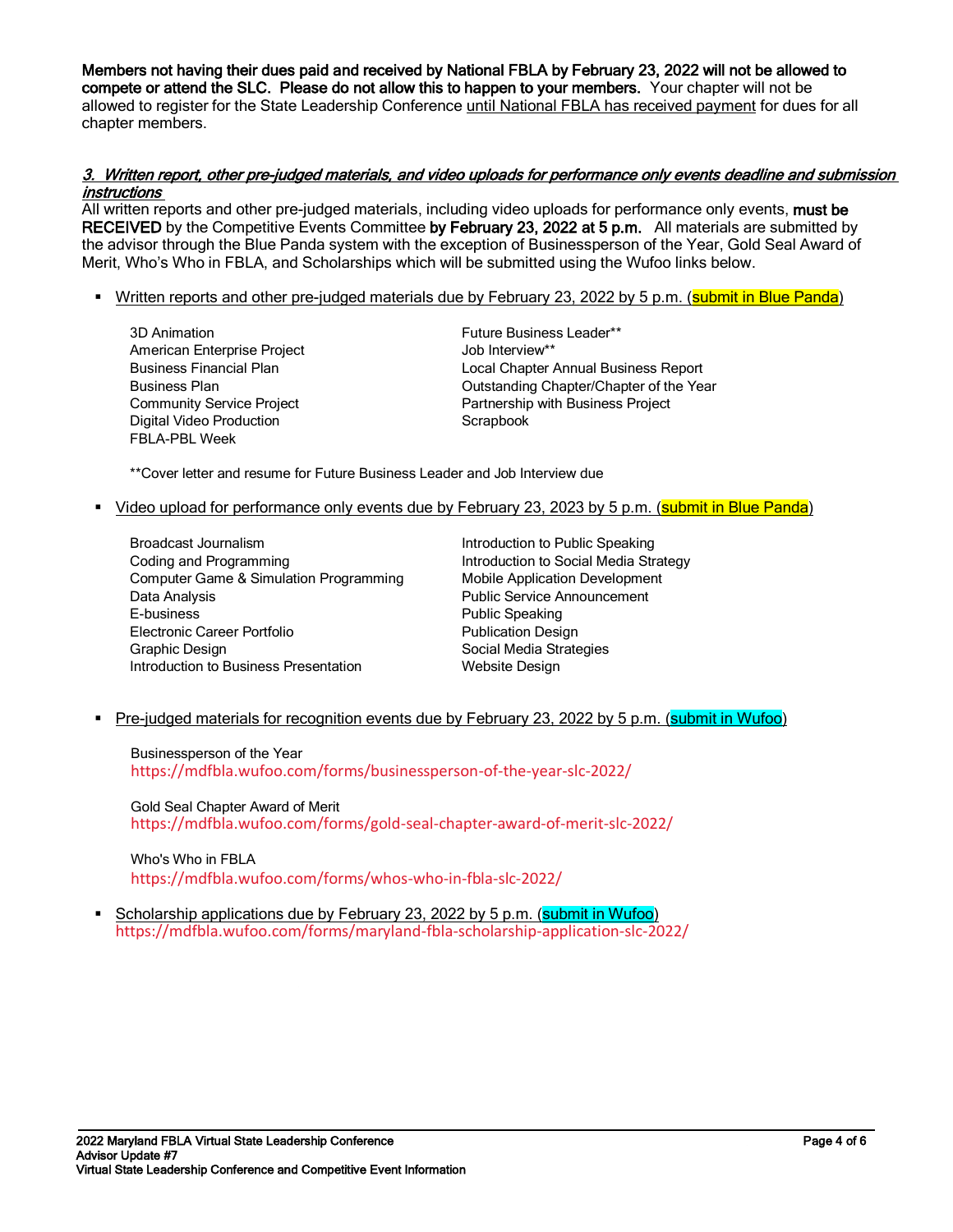**Members not having their dues paid and received by National FBLA by February 23, 2022 will not be allowed to compete or attend the SLC. Please do not allow this to happen to your members.** Your chapter will not be allowed to register for the State Leadership Conference until National FBLA has received payment for dues for all chapter members.

### *3. Written report, other pre-judged materials, and video uploads for performance only events deadline and submission instructions*

All written reports and other pre-judged materials, including video uploads for performance only events, **must be RECEIVED** by the Competitive Events Committee **by February 23, 2022 at 5 p.m.** All materials are submitted by the advisor through the Blue Panda system with the exception of Businessperson of the Year, Gold Seal Award of Merit, Who's Who in FBLA, and Scholarships which will be submitted using the Wufoo links below.

- Written reports and other pre-judged materials due by February 23, 2022 by 5 p.m. (submit in Blue Panda)

  3D Animation
  American Enterprise Project
  Business Financial Plan
  Business Plan
  Community Service Project
  Digital Video Production
  FBLA-PBL Week
  Future Business Leader**
  Job Interview**
  Local Chapter Annual Business Report
  Outstanding Chapter/Chapter of the Year
  Partnership with Business Project
  Scrapbook

  **Cover letter and resume for Future Business Leader and Job Interview due

- Video upload for performance only events due by February 23, 2023 by 5 p.m. (submit in Blue Panda)

  Broadcast Journalism
  Coding and Programming
  Computer Game & Simulation Programming
  Data Analysis
  E-business
  Electronic Career Portfolio
  Graphic Design
  Introduction to Business Presentation
  Introduction to Public Speaking
  Introduction to Social Media Strategy
  Mobile Application Development
  Public Service Announcement
  Public Speaking
  Publication Design
  Social Media Strategies
  Website Design

- Pre-judged materials for recognition events due by February 23, 2022 by 5 p.m. (submit in Wufoo)

  Businessperson of the Year
  https://mdfbla.wufoo.com/forms/businessperson-of-the-year-slc-2022/

  Gold Seal Chapter Award of Merit
  https://mdfbla.wufoo.com/forms/gold-seal-chapter-award-of-merit-slc-2022/

  Who's Who in FBLA
  https://mdfbla.wufoo.com/forms/whos-who-in-fbla-slc-2022/

- Scholarship applications due by February 23, 2022 by 5 p.m. (submit in Wufoo)
  https://mdfbla.wufoo.com/forms/maryland-fbla-scholarship-application-slc-2022/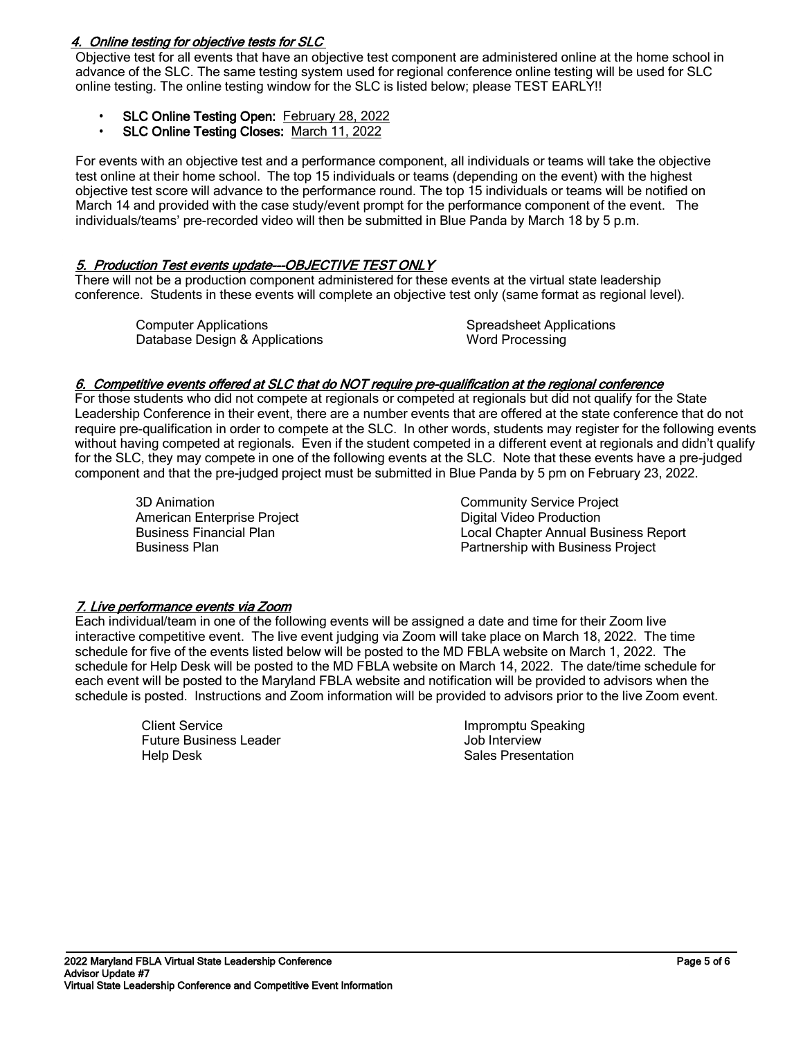### *4. Online testing for objective tests for SLC*

Objective test for all events that have an objective test component are administered online at the home school in advance of the SLC. The same testing system used for regional conference online testing will be used for SLC online testing. The online testing window for the SLC is listed below; please TEST EARLY!!

- **SLC Online Testing Open:** February 28, 2022
- **SLC Online Testing Closes:** March 11, 2022

For events with an objective test and a performance component, all individuals or teams will take the objective test online at their home school. The top 15 individuals or teams (depending on the event) with the highest objective test score will advance to the performance round. The top 15 individuals or teams will be notified on March 14 and provided with the case study/event prompt for the performance component of the event. The individuals/teams' pre-recorded video will then be submitted in Blue Panda by March 18 by 5 p.m.

### *5. Production Test events update---OBJECTIVE TEST ONLY*

There will not be a production component administered for these events at the virtual state leadership conference. Students in these events will complete an objective test only (same format as regional level).

- Computer Applications
- Database Design & Applications
- Spreadsheet Applications
- Word Processing

### *6. Competitive events offered at SLC that do NOT require pre-qualification at the regional conference*

For those students who did not compete at regionals or competed at regionals but did not qualify for the State Leadership Conference in their event, there are a number events that are offered at the state conference that do not require pre-qualification in order to compete at the SLC. In other words, students may register for the following events without having competed at regionals. Even if the student competed in a different event at regionals and didn't qualify for the SLC, they may compete in one of the following events at the SLC. Note that these events have a pre-judged component and that the pre-judged project must be submitted in Blue Panda by 5 pm on February 23, 2022.

- 3D Animation
- American Enterprise Project
- Business Financial Plan
- Business Plan
- Community Service Project
- Digital Video Production
- Local Chapter Annual Business Report
- Partnership with Business Project

### *7. Live performance events via Zoom*

Each individual/team in one of the following events will be assigned a date and time for their Zoom live interactive competitive event. The live event judging via Zoom will take place on March 18, 2022. The time schedule for five of the events listed below will be posted to the MD FBLA website on March 1, 2022. The schedule for Help Desk will be posted to the MD FBLA website on March 14, 2022. The date/time schedule for each event will be posted to the Maryland FBLA website and notification will be provided to advisors when the schedule is posted. Instructions and Zoom information will be provided to advisors prior to the live Zoom event.

- Client Service
- Future Business Leader
- Help Desk
- Impromptu Speaking
- Job Interview
- Sales Presentation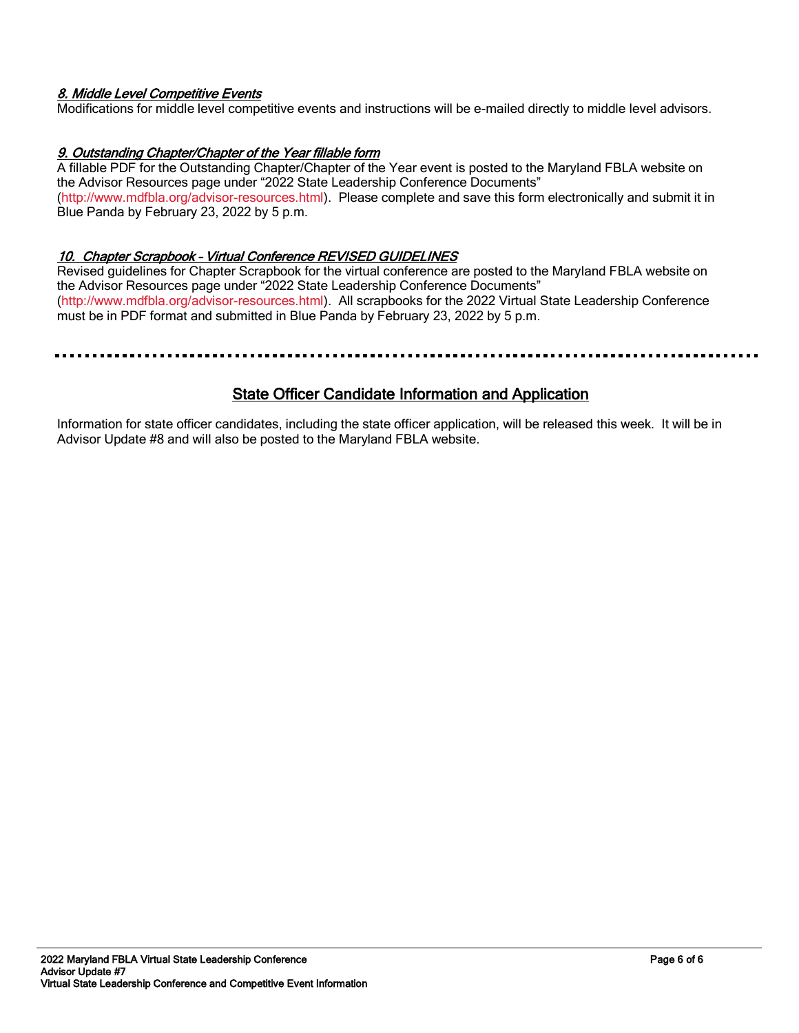***8. Middle Level Competitive Events***

Modifications for middle level competitive events and instructions will be e-mailed directly to middle level advisors.

***9. Outstanding Chapter/Chapter of the Year fillable form***

A fillable PDF for the Outstanding Chapter/Chapter of the Year event is posted to the Maryland FBLA website on the Advisor Resources page under "2022 State Leadership Conference Documents" (http://www.mdfbla.org/advisor-resources.html). Please complete and save this form electronically and submit it in Blue Panda by February 23, 2022 by 5 p.m.

***10. Chapter Scrapbook – Virtual Conference REVISED GUIDELINES***

Revised guidelines for Chapter Scrapbook for the virtual conference are posted to the Maryland FBLA website on the Advisor Resources page under "2022 State Leadership Conference Documents" (http://www.mdfbla.org/advisor-resources.html). All scrapbooks for the 2022 Virtual State Leadership Conference must be in PDF format and submitted in Blue Panda by February 23, 2022 by 5 p.m.

---

## State Officer Candidate Information and Application

Information for state officer candidates, including the state officer application, will be released this week. It will be in Advisor Update #8 and will also be posted to the Maryland FBLA website.